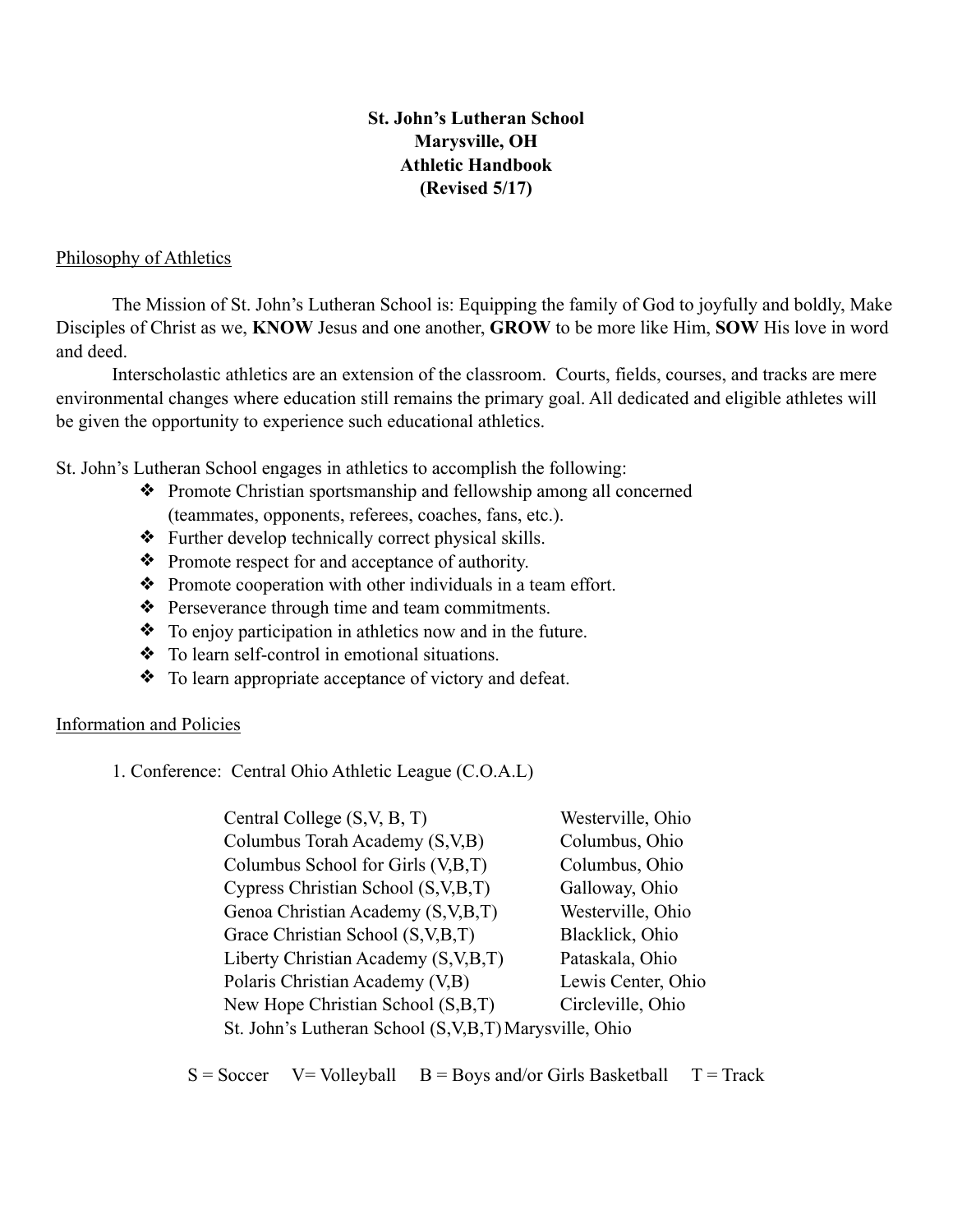# St. John's Lutheran School
## Marysville, OH
## Athletic Handbook
## (Revised 5/17)

## Philosophy of Athletics

The Mission of St. John's Lutheran School is: Equipping the family of God to joyfully and boldly, Make Disciples of Christ as we, **KNOW** Jesus and one another, **GROW** to be more like Him, **SOW** His love in word and deed.

Interscholastic athletics are an extension of the classroom. Courts, fields, courses, and tracks are mere environmental changes where education still remains the primary goal. All dedicated and eligible athletes will be given the opportunity to experience such educational athletics.

St. John's Lutheran School engages in athletics to accomplish the following:

- Promote Christian sportsmanship and fellowship among all concerned (teammates, opponents, referees, coaches, fans, etc.).
- Further develop technically correct physical skills.
- Promote respect for and acceptance of authority.
- Promote cooperation with other individuals in a team effort.
- Perseverance through time and team commitments.
- To enjoy participation in athletics now and in the future.
- To learn self-control in emotional situations.
- To learn appropriate acceptance of victory and defeat.

## Information and Policies

1. Conference: Central Ohio Athletic League (C.O.A.L)

| School | Location |
|---|---|
| Central College (S,V, B, T) | Westerville, Ohio |
| Columbus Torah Academy (S,V,B) | Columbus, Ohio |
| Columbus School for Girls (V,B,T) | Columbus, Ohio |
| Cypress Christian School (S,V,B,T) | Galloway, Ohio |
| Genoa Christian Academy (S,V,B,T) | Westerville, Ohio |
| Grace Christian School (S,V,B,T) | Blacklick, Ohio |
| Liberty Christian Academy (S,V,B,T) | Pataskala, Ohio |
| Polaris Christian Academy (V,B) | Lewis Center, Ohio |
| New Hope Christian School (S,B,T) | Circleville, Ohio |
| St. John's Lutheran School (S,V,B,T) | Marysville, Ohio |

S = Soccer  V= Volleyball  B = Boys and/or Girls Basketball  T = Track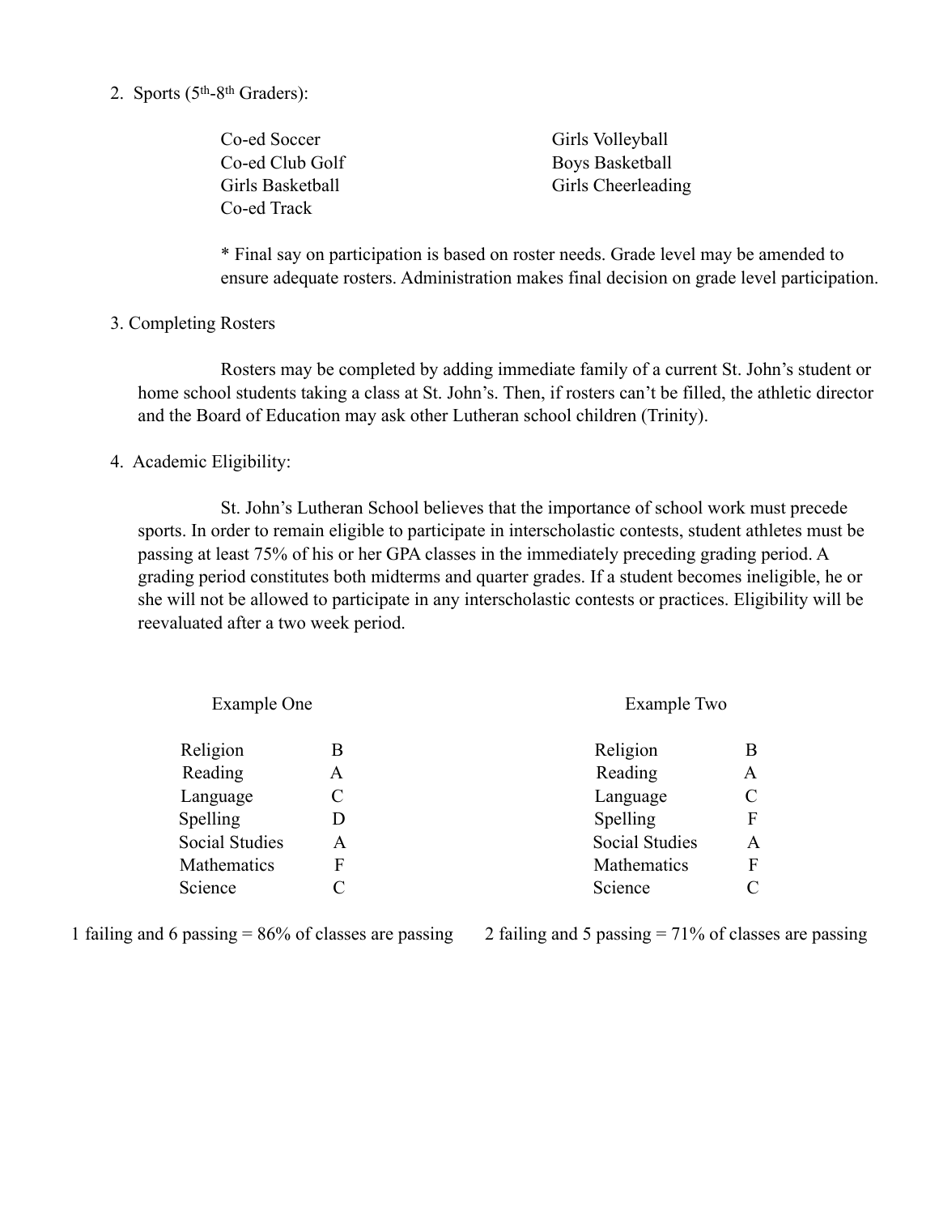2. Sports (5th-8th Graders):

Co-ed Soccer
Co-ed Club Golf
Girls Basketball
Co-ed Track
Girls Volleyball
Boys Basketball
Girls Cheerleading

\* Final say on participation is based on roster needs. Grade level may be amended to ensure adequate rosters. Administration makes final decision on grade level participation.

3. Completing Rosters

Rosters may be completed by adding immediate family of a current St. John's student or home school students taking a class at St. John's. Then, if rosters can't be filled, the athletic director and the Board of Education may ask other Lutheran school children (Trinity).

4. Academic Eligibility:

St. John's Lutheran School believes that the importance of school work must precede sports. In order to remain eligible to participate in interscholastic contests, student athletes must be passing at least 75% of his or her GPA classes in the immediately preceding grading period. A grading period constitutes both midterms and quarter grades. If a student becomes ineligible, he or she will not be allowed to participate in any interscholastic contests or practices. Eligibility will be reevaluated after a two week period.

Example One

| Subject | Grade |
|---|---|
| Religion | B |
| Reading | A |
| Language | C |
| Spelling | D |
| Social Studies | A |
| Mathematics | F |
| Science | C |

1 failing and 6 passing = 86% of classes are passing

Example Two

| Subject | Grade |
|---|---|
| Religion | B |
| Reading | A |
| Language | C |
| Spelling | F |
| Social Studies | A |
| Mathematics | F |
| Science | C |

2 failing and 5 passing = 71% of classes are passing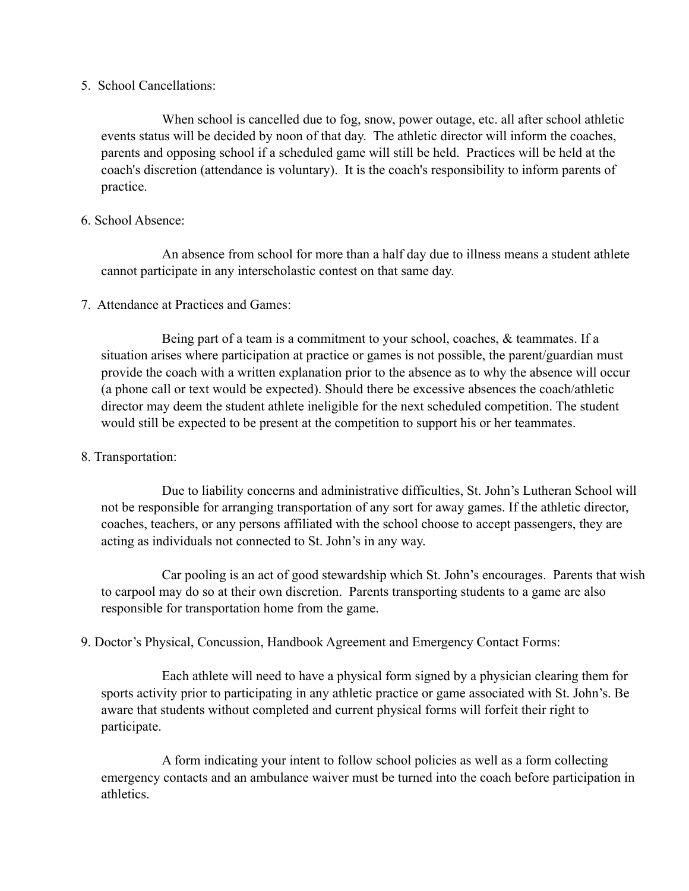5. School Cancellations:

When school is cancelled due to fog, snow, power outage, etc. all after school athletic events status will be decided by noon of that day. The athletic director will inform the coaches, parents and opposing school if a scheduled game will still be held. Practices will be held at the coach's discretion (attendance is voluntary). It is the coach's responsibility to inform parents of practice.

6. School Absence:

An absence from school for more than a half day due to illness means a student athlete cannot participate in any interscholastic contest on that same day.

7. Attendance at Practices and Games:

Being part of a team is a commitment to your school, coaches, & teammates. If a situation arises where participation at practice or games is not possible, the parent/guardian must provide the coach with a written explanation prior to the absence as to why the absence will occur (a phone call or text would be expected). Should there be excessive absences the coach/athletic director may deem the student athlete ineligible for the next scheduled competition. The student would still be expected to be present at the competition to support his or her teammates.

8. Transportation:

Due to liability concerns and administrative difficulties, St. John's Lutheran School will not be responsible for arranging transportation of any sort for away games. If the athletic director, coaches, teachers, or any persons affiliated with the school choose to accept passengers, they are acting as individuals not connected to St. John's in any way.

Car pooling is an act of good stewardship which St. John's encourages. Parents that wish to carpool may do so at their own discretion. Parents transporting students to a game are also responsible for transportation home from the game.

9. Doctor's Physical, Concussion, Handbook Agreement and Emergency Contact Forms:

Each athlete will need to have a physical form signed by a physician clearing them for sports activity prior to participating in any athletic practice or game associated with St. John's. Be aware that students without completed and current physical forms will forfeit their right to participate.

A form indicating your intent to follow school policies as well as a form collecting emergency contacts and an ambulance waiver must be turned into the coach before participation in athletics.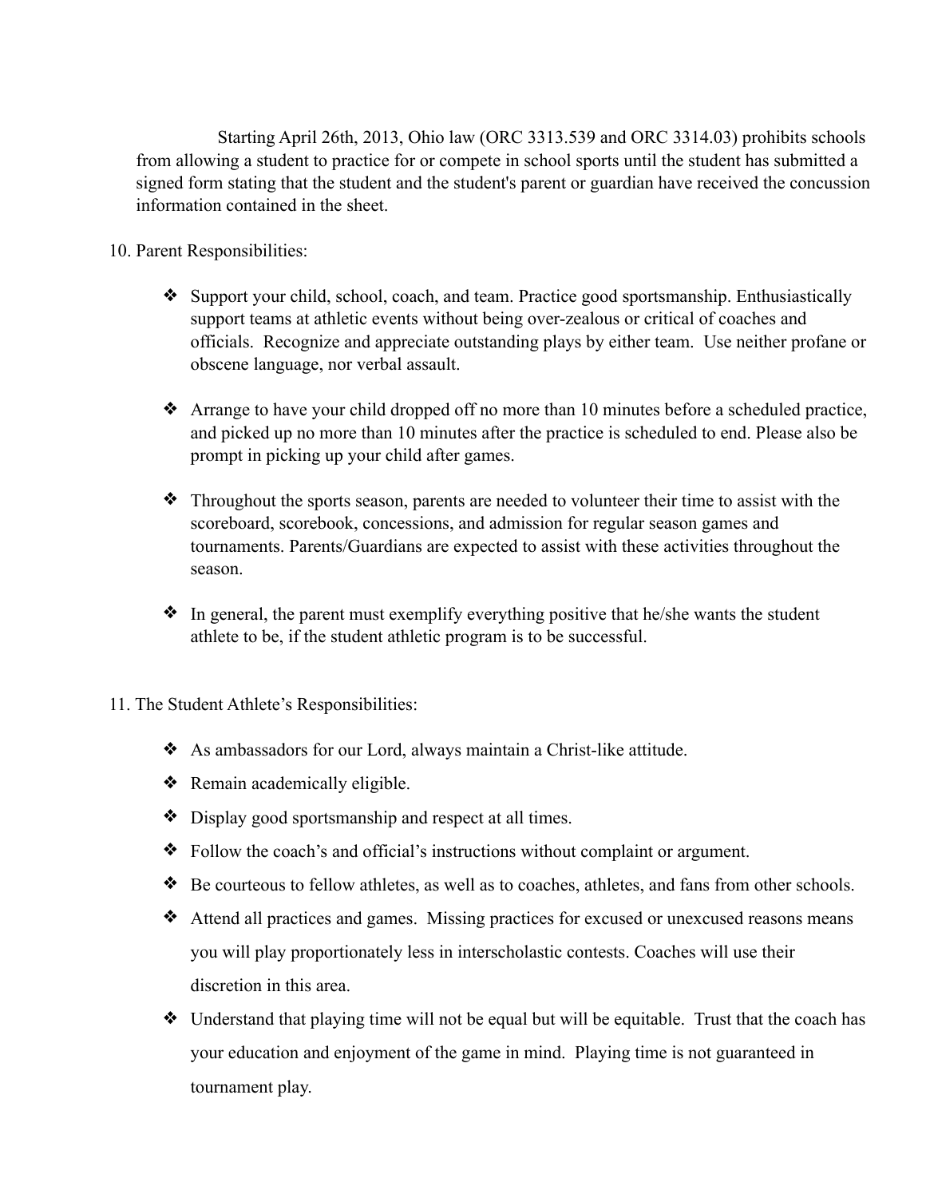Starting April 26th, 2013, Ohio law (ORC 3313.539 and ORC 3314.03) prohibits schools from allowing a student to practice for or compete in school sports until the student has submitted a signed form stating that the student and the student's parent or guardian have received the concussion information contained in the sheet.

10. Parent Responsibilities:

- Support your child, school, coach, and team. Practice good sportsmanship. Enthusiastically support teams at athletic events without being over-zealous or critical of coaches and officials. Recognize and appreciate outstanding plays by either team. Use neither profane or obscene language, nor verbal assault.

- Arrange to have your child dropped off no more than 10 minutes before a scheduled practice, and picked up no more than 10 minutes after the practice is scheduled to end. Please also be prompt in picking up your child after games.

- Throughout the sports season, parents are needed to volunteer their time to assist with the scoreboard, scorebook, concessions, and admission for regular season games and tournaments. Parents/Guardians are expected to assist with these activities throughout the season.

- In general, the parent must exemplify everything positive that he/she wants the student athlete to be, if the student athletic program is to be successful.

11. The Student Athlete's Responsibilities:

- As ambassadors for our Lord, always maintain a Christ-like attitude.
- Remain academically eligible.
- Display good sportsmanship and respect at all times.
- Follow the coach's and official's instructions without complaint or argument.
- Be courteous to fellow athletes, as well as to coaches, athletes, and fans from other schools.
- Attend all practices and games. Missing practices for excused or unexcused reasons means you will play proportionately less in interscholastic contests. Coaches will use their discretion in this area.
- Understand that playing time will not be equal but will be equitable. Trust that the coach has your education and enjoyment of the game in mind. Playing time is not guaranteed in tournament play.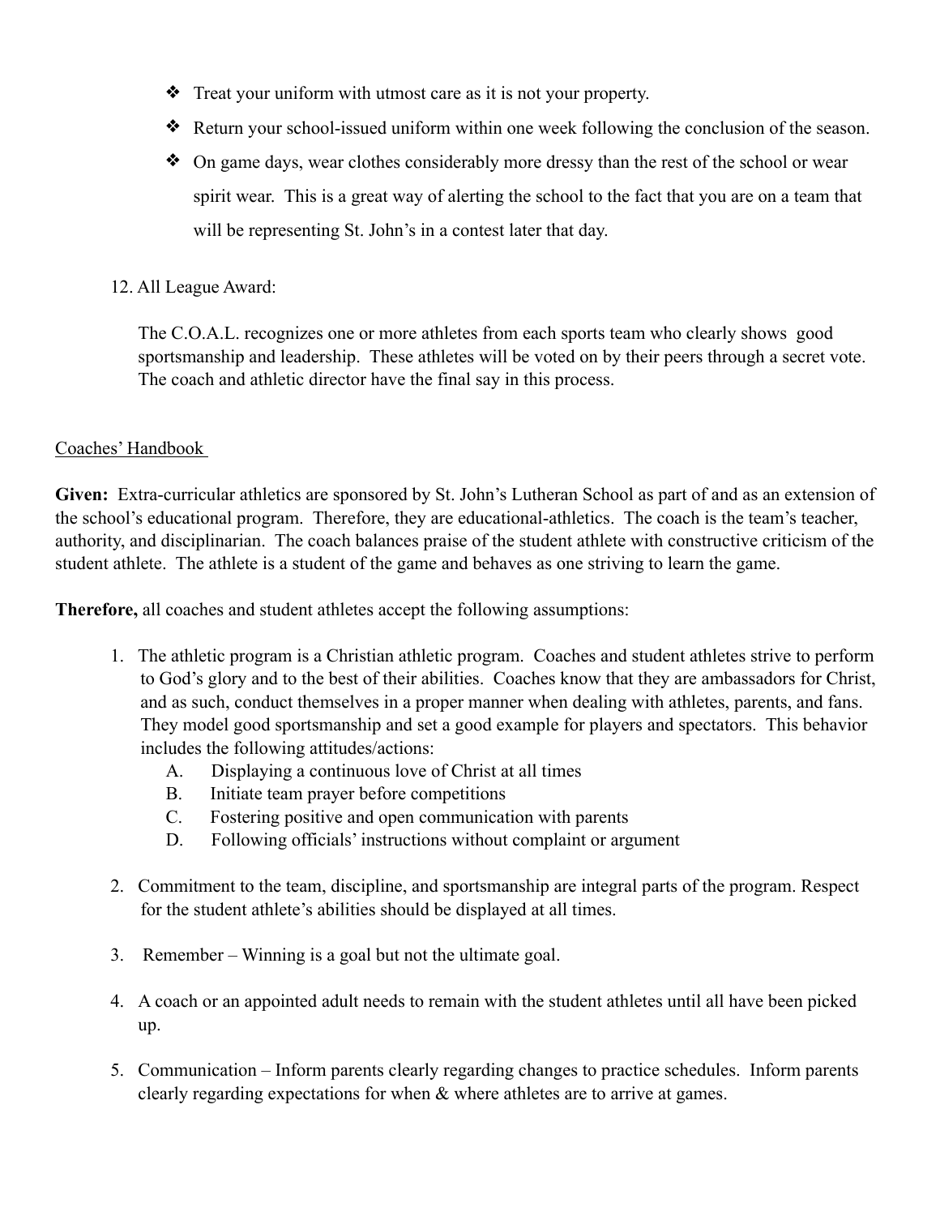- Treat your uniform with utmost care as it is not your property.
- Return your school-issued uniform within one week following the conclusion of the season.
- On game days, wear clothes considerably more dressy than the rest of the school or wear spirit wear. This is a great way of alerting the school to the fact that you are on a team that will be representing St. John's in a contest later that day.

12. All League Award:

    The C.O.A.L. recognizes one or more athletes from each sports team who clearly shows good sportsmanship and leadership. These athletes will be voted on by their peers through a secret vote. The coach and athletic director have the final say in this process.

## Coaches' Handbook

**Given:** Extra-curricular athletics are sponsored by St. John's Lutheran School as part of and as an extension of the school's educational program. Therefore, they are educational-athletics. The coach is the team's teacher, authority, and disciplinarian. The coach balances praise of the student athlete with constructive criticism of the student athlete. The athlete is a student of the game and behaves as one striving to learn the game.

**Therefore,** all coaches and student athletes accept the following assumptions:

1. The athletic program is a Christian athletic program. Coaches and student athletes strive to perform to God's glory and to the best of their abilities. Coaches know that they are ambassadors for Christ, and as such, conduct themselves in a proper manner when dealing with athletes, parents, and fans. They model good sportsmanship and set a good example for players and spectators. This behavior includes the following attitudes/actions:
    - A. Displaying a continuous love of Christ at all times
    - B. Initiate team prayer before competitions
    - C. Fostering positive and open communication with parents
    - D. Following officials' instructions without complaint or argument

2. Commitment to the team, discipline, and sportsmanship are integral parts of the program. Respect for the student athlete's abilities should be displayed at all times.

3. Remember – Winning is a goal but not the ultimate goal.

4. A coach or an appointed adult needs to remain with the student athletes until all have been picked up.

5. Communication – Inform parents clearly regarding changes to practice schedules. Inform parents clearly regarding expectations for when & where athletes are to arrive at games.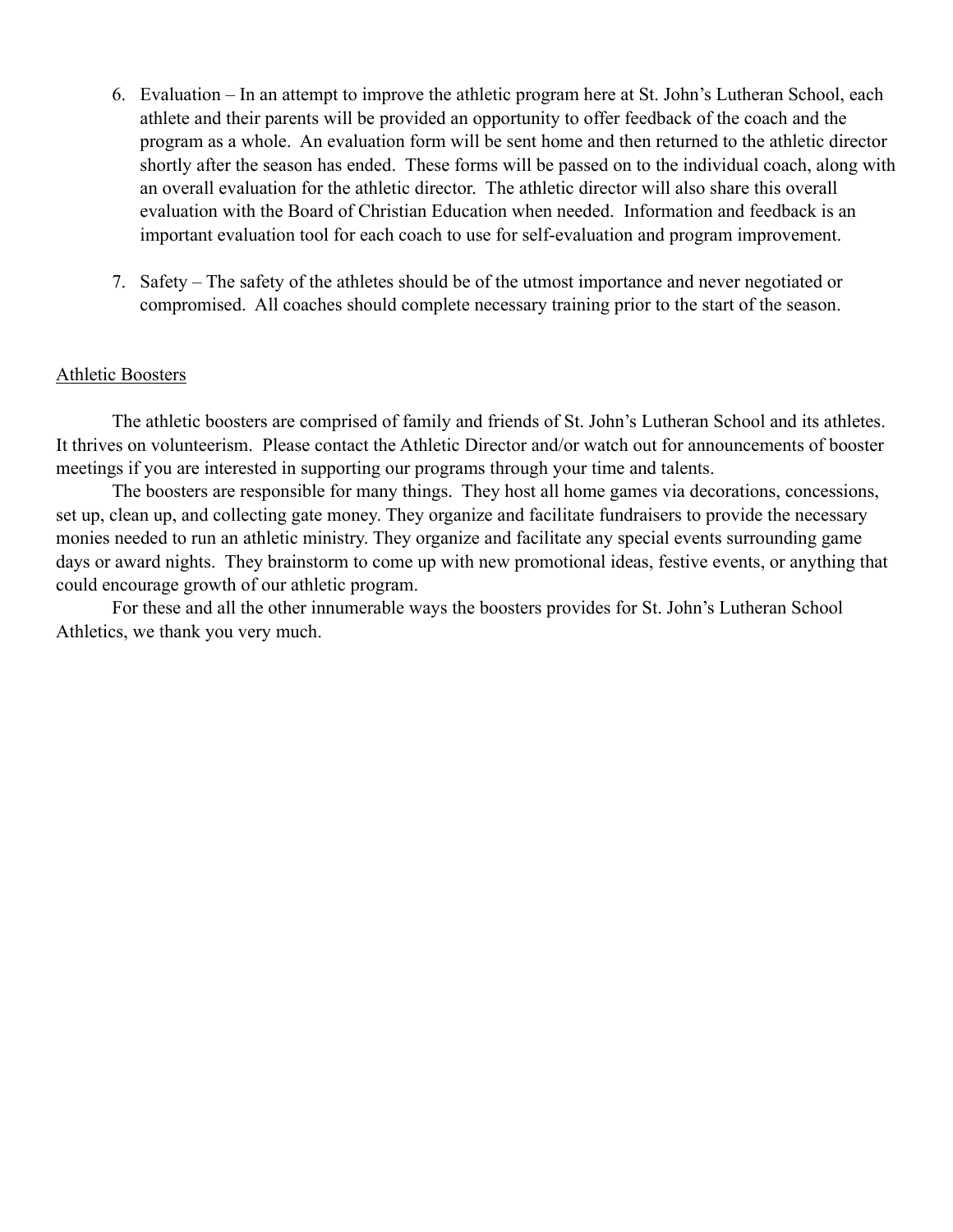6. Evaluation – In an attempt to improve the athletic program here at St. John's Lutheran School, each athlete and their parents will be provided an opportunity to offer feedback of the coach and the program as a whole. An evaluation form will be sent home and then returned to the athletic director shortly after the season has ended. These forms will be passed on to the individual coach, along with an overall evaluation for the athletic director. The athletic director will also share this overall evaluation with the Board of Christian Education when needed. Information and feedback is an important evaluation tool for each coach to use for self-evaluation and program improvement.

7. Safety – The safety of the athletes should be of the utmost importance and never negotiated or compromised. All coaches should complete necessary training prior to the start of the season.

## Athletic Boosters

The athletic boosters are comprised of family and friends of St. John's Lutheran School and its athletes. It thrives on volunteerism. Please contact the Athletic Director and/or watch out for announcements of booster meetings if you are interested in supporting our programs through your time and talents.

The boosters are responsible for many things. They host all home games via decorations, concessions, set up, clean up, and collecting gate money. They organize and facilitate fundraisers to provide the necessary monies needed to run an athletic ministry. They organize and facilitate any special events surrounding game days or award nights. They brainstorm to come up with new promotional ideas, festive events, or anything that could encourage growth of our athletic program.

For these and all the other innumerable ways the boosters provides for St. John's Lutheran School Athletics, we thank you very much.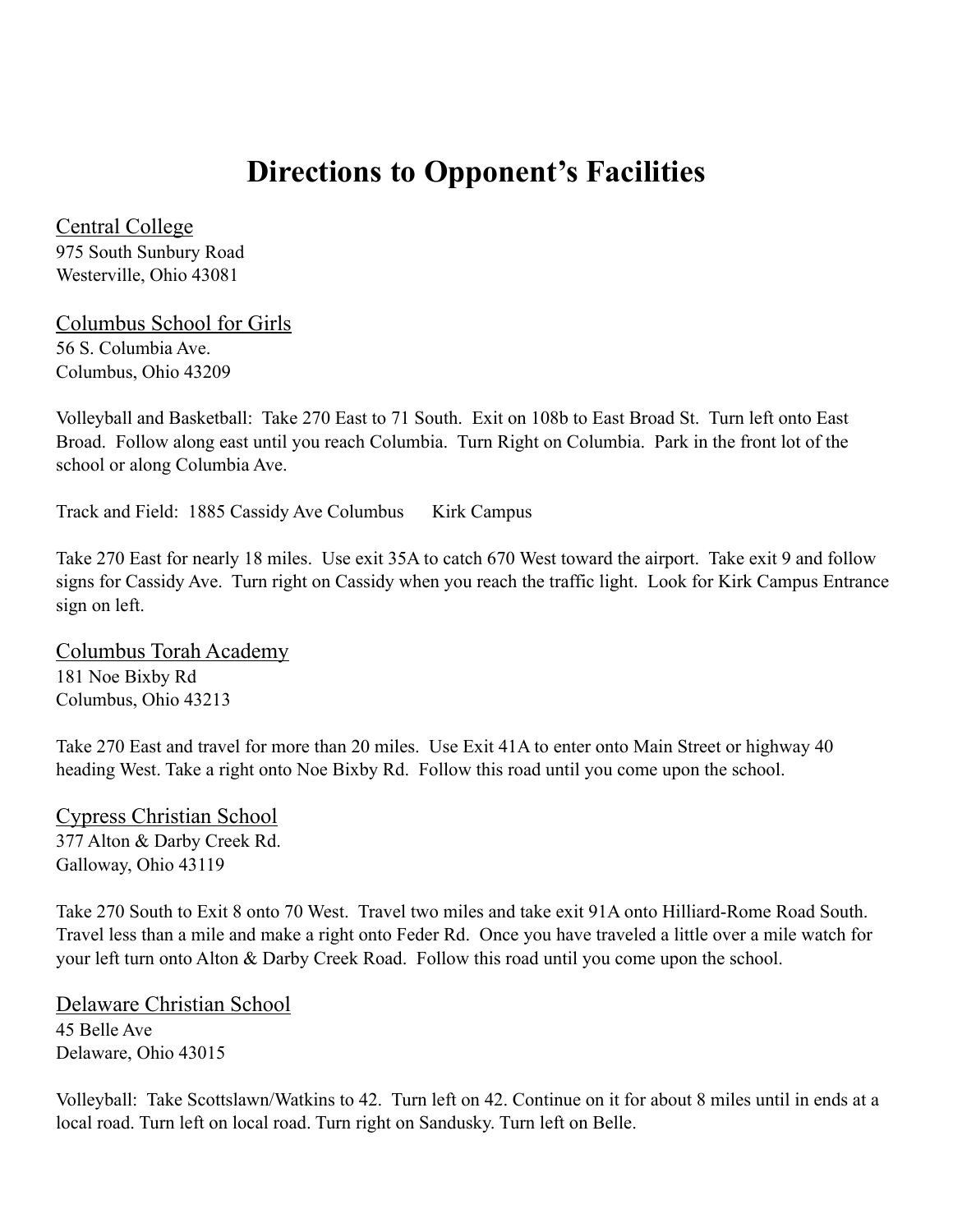# Directions to Opponent's Facilities

Central College
975 South Sunbury Road
Westerville, Ohio 43081

Columbus School for Girls
56 S. Columbia Ave.
Columbus, Ohio 43209

Volleyball and Basketball: Take 270 East to 71 South. Exit on 108b to East Broad St. Turn left onto East Broad. Follow along east until you reach Columbia. Turn Right on Columbia. Park in the front lot of the school or along Columbia Ave.

Track and Field: 1885 Cassidy Ave Columbus Kirk Campus

Take 270 East for nearly 18 miles. Use exit 35A to catch 670 West toward the airport. Take exit 9 and follow signs for Cassidy Ave. Turn right on Cassidy when you reach the traffic light. Look for Kirk Campus Entrance sign on left.

Columbus Torah Academy
181 Noe Bixby Rd
Columbus, Ohio 43213

Take 270 East and travel for more than 20 miles. Use Exit 41A to enter onto Main Street or highway 40 heading West. Take a right onto Noe Bixby Rd. Follow this road until you come upon the school.

Cypress Christian School
377 Alton & Darby Creek Rd.
Galloway, Ohio 43119

Take 270 South to Exit 8 onto 70 West. Travel two miles and take exit 91A onto Hilliard-Rome Road South. Travel less than a mile and make a right onto Feder Rd. Once you have traveled a little over a mile watch for your left turn onto Alton & Darby Creek Road. Follow this road until you come upon the school.

Delaware Christian School
45 Belle Ave
Delaware, Ohio 43015

Volleyball: Take Scottslawn/Watkins to 42. Turn left on 42. Continue on it for about 8 miles until in ends at a local road. Turn left on local road. Turn right on Sandusky. Turn left on Belle.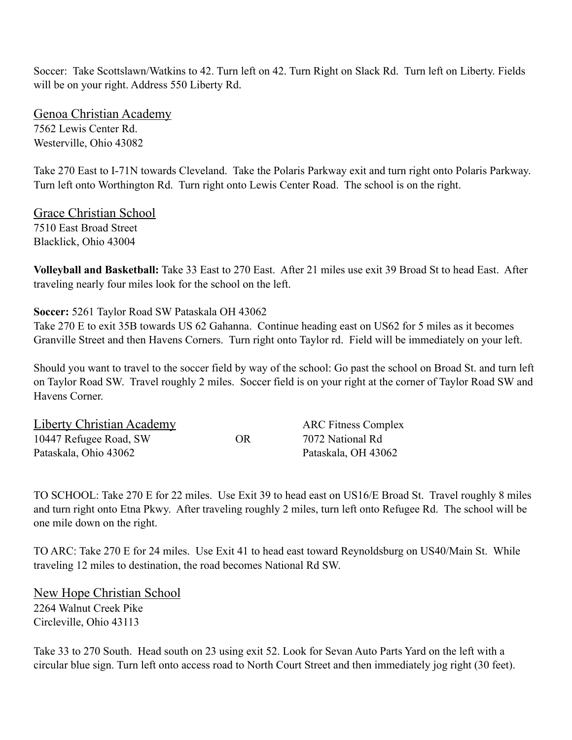Soccer: Take Scottslawn/Watkins to 42. Turn left on 42. Turn Right on Slack Rd. Turn left on Liberty. Fields will be on your right. Address 550 Liberty Rd.

## Genoa Christian Academy

7562 Lewis Center Rd.
Westerville, Ohio 43082

Take 270 East to I-71N towards Cleveland. Take the Polaris Parkway exit and turn right onto Polaris Parkway. Turn left onto Worthington Rd. Turn right onto Lewis Center Road. The school is on the right.

## Grace Christian School

7510 East Broad Street
Blacklick, Ohio 43004

**Volleyball and Basketball:** Take 33 East to 270 East. After 21 miles use exit 39 Broad St to head East. After traveling nearly four miles look for the school on the left.

**Soccer:** 5261 Taylor Road SW Pataskala OH 43062
Take 270 E to exit 35B towards US 62 Gahanna. Continue heading east on US62 for 5 miles as it becomes Granville Street and then Havens Corners. Turn right onto Taylor rd. Field will be immediately on your left.

Should you want to travel to the soccer field by way of the school: Go past the school on Broad St. and turn left on Taylor Road SW. Travel roughly 2 miles. Soccer field is on your right at the corner of Taylor Road SW and Havens Corner.

## Liberty Christian Academy

10447 Refugee Road, SW
Pataskala, Ohio 43062

OR

ARC Fitness Complex
7072 National Rd
Pataskala, OH 43062

TO SCHOOL: Take 270 E for 22 miles. Use Exit 39 to head east on US16/E Broad St. Travel roughly 8 miles and turn right onto Etna Pkwy. After traveling roughly 2 miles, turn left onto Refugee Rd. The school will be one mile down on the right.

TO ARC: Take 270 E for 24 miles. Use Exit 41 to head east toward Reynoldsburg on US40/Main St. While traveling 12 miles to destination, the road becomes National Rd SW.

## New Hope Christian School

2264 Walnut Creek Pike
Circleville, Ohio 43113

Take 33 to 270 South. Head south on 23 using exit 52. Look for Sevan Auto Parts Yard on the left with a circular blue sign. Turn left onto access road to North Court Street and then immediately jog right (30 feet).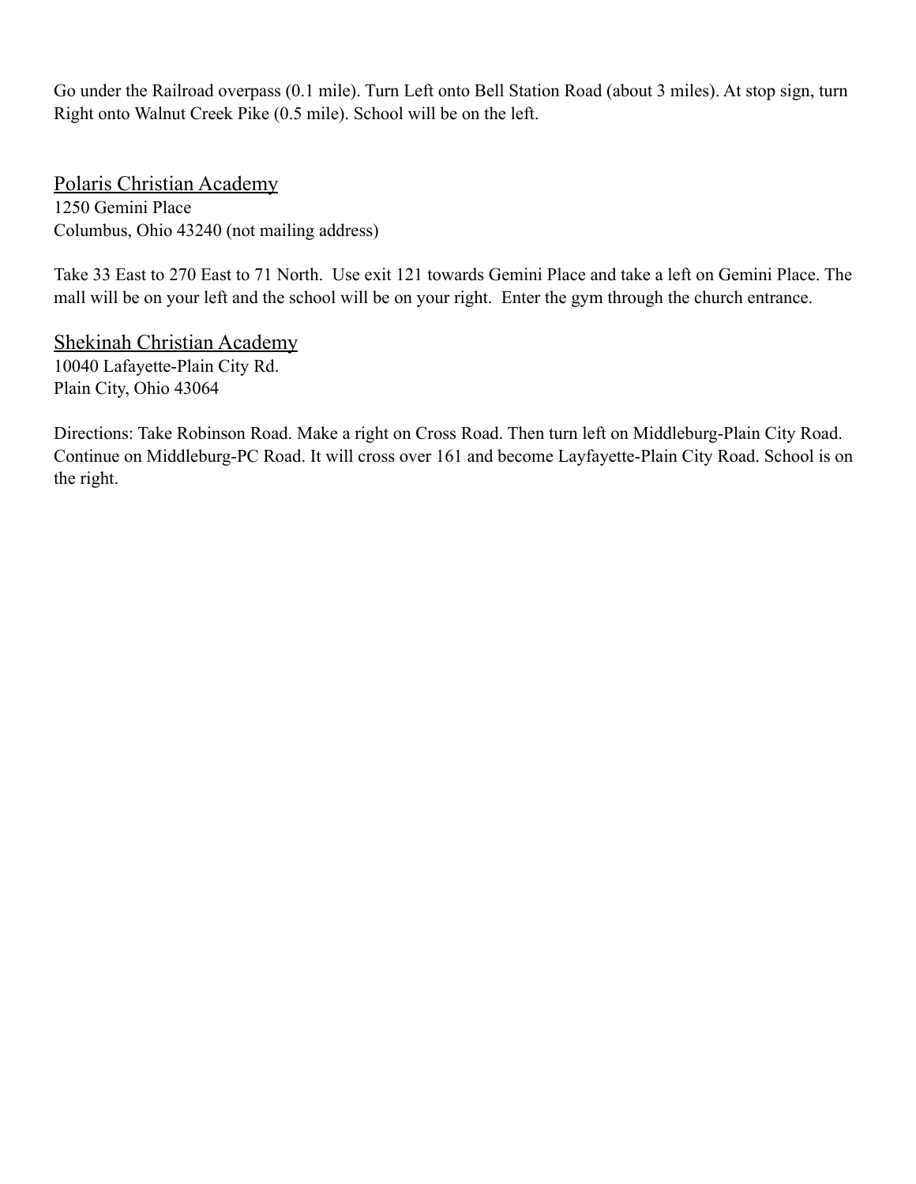Go under the Railroad overpass (0.1 mile). Turn Left onto Bell Station Road (about 3 miles). At stop sign, turn Right onto Walnut Creek Pike (0.5 mile). School will be on the left.

<u>Polaris Christian Academy</u>
1250 Gemini Place
Columbus, Ohio 43240 (not mailing address)

Take 33 East to 270 East to 71 North. Use exit 121 towards Gemini Place and take a left on Gemini Place. The mall will be on your left and the school will be on your right. Enter the gym through the church entrance.

<u>Shekinah Christian Academy</u>
10040 Lafayette-Plain City Rd.
Plain City, Ohio 43064

Directions: Take Robinson Road. Make a right on Cross Road. Then turn left on Middleburg-Plain City Road. Continue on Middleburg-PC Road. It will cross over 161 and become Layfayette-Plain City Road. School is on the right.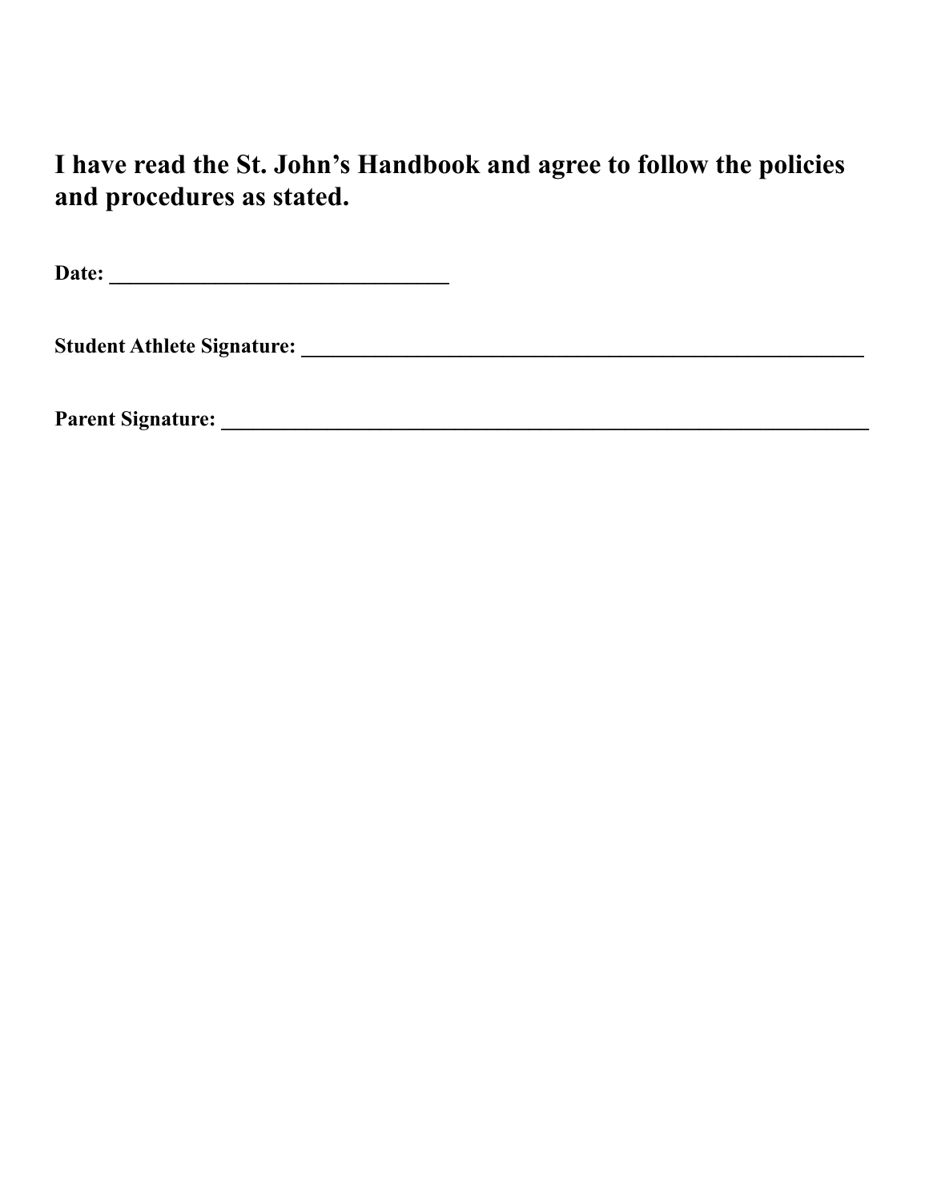**I have read the St. John's Handbook and agree to follow the policies and procedures as stated.**

**Date: ________________________________**

**Student Athlete Signature: _____________________________________________________**

**Parent Signature: ______________________________________________________________**